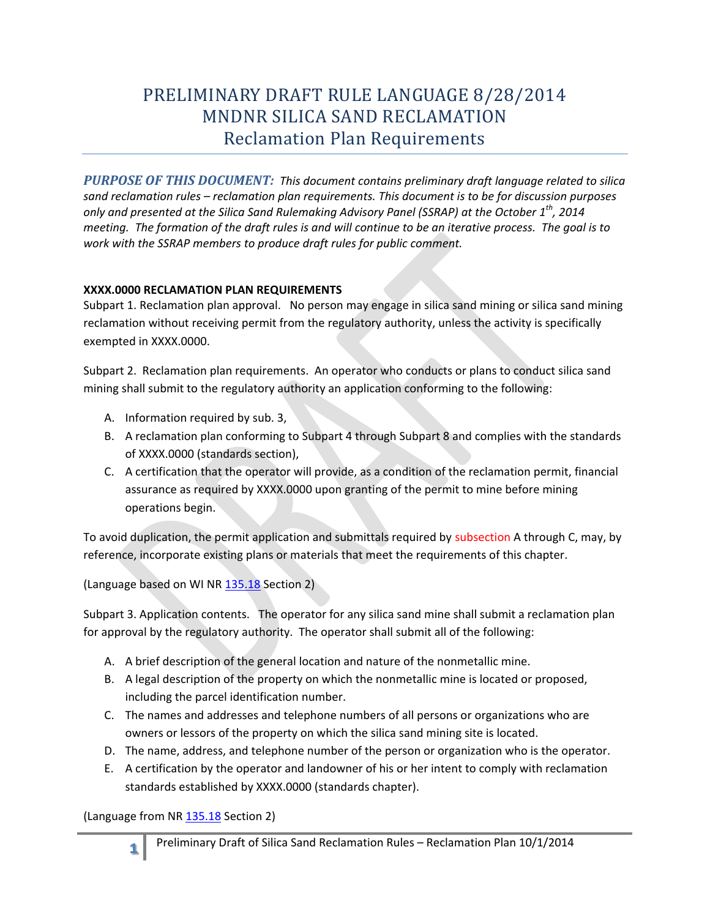# PRELIMINARY DRAFT RULE LANGUAGE 8/28/2014
# MNDNR SILICA SAND RECLAMATION
## Reclamation Plan Requirements

***PURPOSE OF THIS DOCUMENT:*** *This document contains preliminary draft language related to silica sand reclamation rules – reclamation plan requirements. This document is to be for discussion purposes only and presented at the Silica Sand Rulemaking Advisory Panel (SSRAP) at the October 1st, 2014 meeting. The formation of the draft rules is and will continue to be an iterative process. The goal is to work with the SSRAP members to produce draft rules for public comment.*

**XXXX.0000 RECLAMATION PLAN REQUIREMENTS**

Subpart 1. Reclamation plan approval. No person may engage in silica sand mining or silica sand mining reclamation without receiving permit from the regulatory authority, unless the activity is specifically exempted in XXXX.0000.

Subpart 2. Reclamation plan requirements. An operator who conducts or plans to conduct silica sand mining shall submit to the regulatory authority an application conforming to the following:

A. Information required by sub. 3,
B. A reclamation plan conforming to Subpart 4 through Subpart 8 and complies with the standards of XXXX.0000 (standards section),
C. A certification that the operator will provide, as a condition of the reclamation permit, financial assurance as required by XXXX.0000 upon granting of the permit to mine before mining operations begin.

To avoid duplication, the permit application and submittals required by subsection A through C, may, by reference, incorporate existing plans or materials that meet the requirements of this chapter.

(Language based on WI NR 135.18 Section 2)

Subpart 3. Application contents. The operator for any silica sand mine shall submit a reclamation plan for approval by the regulatory authority. The operator shall submit all of the following:

A. A brief description of the general location and nature of the nonmetallic mine.
B. A legal description of the property on which the nonmetallic mine is located or proposed, including the parcel identification number.
C. The names and addresses and telephone numbers of all persons or organizations who are owners or lessors of the property on which the silica sand mining site is located.
D. The name, address, and telephone number of the person or organization who is the operator.
E. A certification by the operator and landowner of his or her intent to comply with reclamation standards established by XXXX.0000 (standards chapter).

(Language from NR 135.18 Section 2)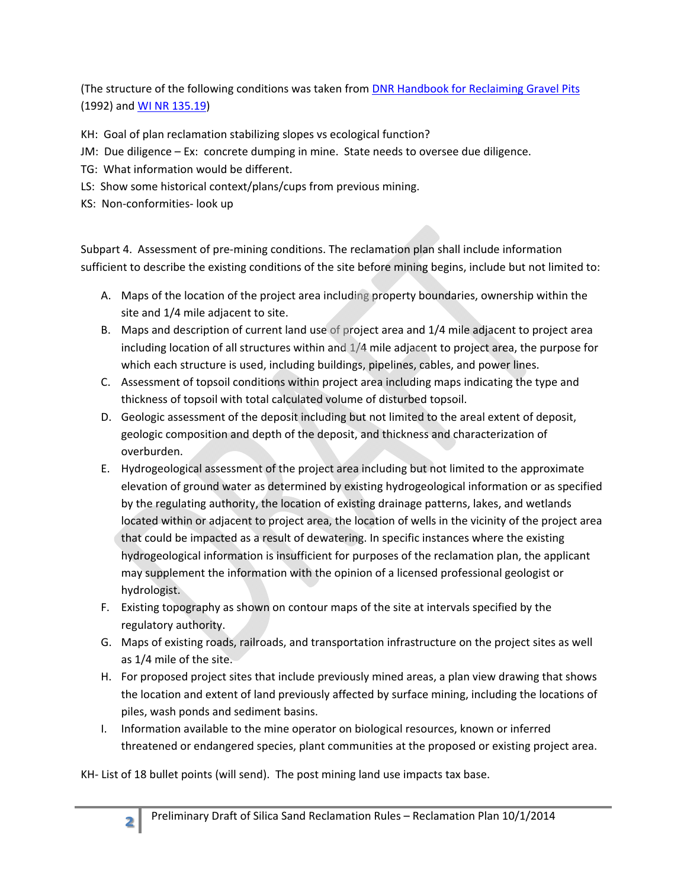(The structure of the following conditions was taken from [DNR Handbook for Reclaiming Gravel Pits](#) (1992) and [WI NR 135.19](#))

KH: Goal of plan reclamation stabilizing slopes vs ecological function?
JM: Due diligence – Ex: concrete dumping in mine. State needs to oversee due diligence.
TG: What information would be different.
LS: Show some historical context/plans/cups from previous mining.
KS: Non-conformities- look up

Subpart 4. Assessment of pre-mining conditions. The reclamation plan shall include information sufficient to describe the existing conditions of the site before mining begins, include but not limited to:

A. Maps of the location of the project area including property boundaries, ownership within the site and 1/4 mile adjacent to site.
B. Maps and description of current land use of project area and 1/4 mile adjacent to project area including location of all structures within and 1/4 mile adjacent to project area, the purpose for which each structure is used, including buildings, pipelines, cables, and power lines.
C. Assessment of topsoil conditions within project area including maps indicating the type and thickness of topsoil with total calculated volume of disturbed topsoil.
D. Geologic assessment of the deposit including but not limited to the areal extent of deposit, geologic composition and depth of the deposit, and thickness and characterization of overburden.
E. Hydrogeological assessment of the project area including but not limited to the approximate elevation of ground water as determined by existing hydrogeological information or as specified by the regulating authority, the location of existing drainage patterns, lakes, and wetlands located within or adjacent to project area, the location of wells in the vicinity of the project area that could be impacted as a result of dewatering. In specific instances where the existing hydrogeological information is insufficient for purposes of the reclamation plan, the applicant may supplement the information with the opinion of a licensed professional geologist or hydrologist.
F. Existing topography as shown on contour maps of the site at intervals specified by the regulatory authority.
G. Maps of existing roads, railroads, and transportation infrastructure on the project sites as well as 1/4 mile of the site.
H. For proposed project sites that include previously mined areas, a plan view drawing that shows the location and extent of land previously affected by surface mining, including the locations of piles, wash ponds and sediment basins.
I. Information available to the mine operator on biological resources, known or inferred threatened or endangered species, plant communities at the proposed or existing project area.

KH- List of 18 bullet points (will send). The post mining land use impacts tax base.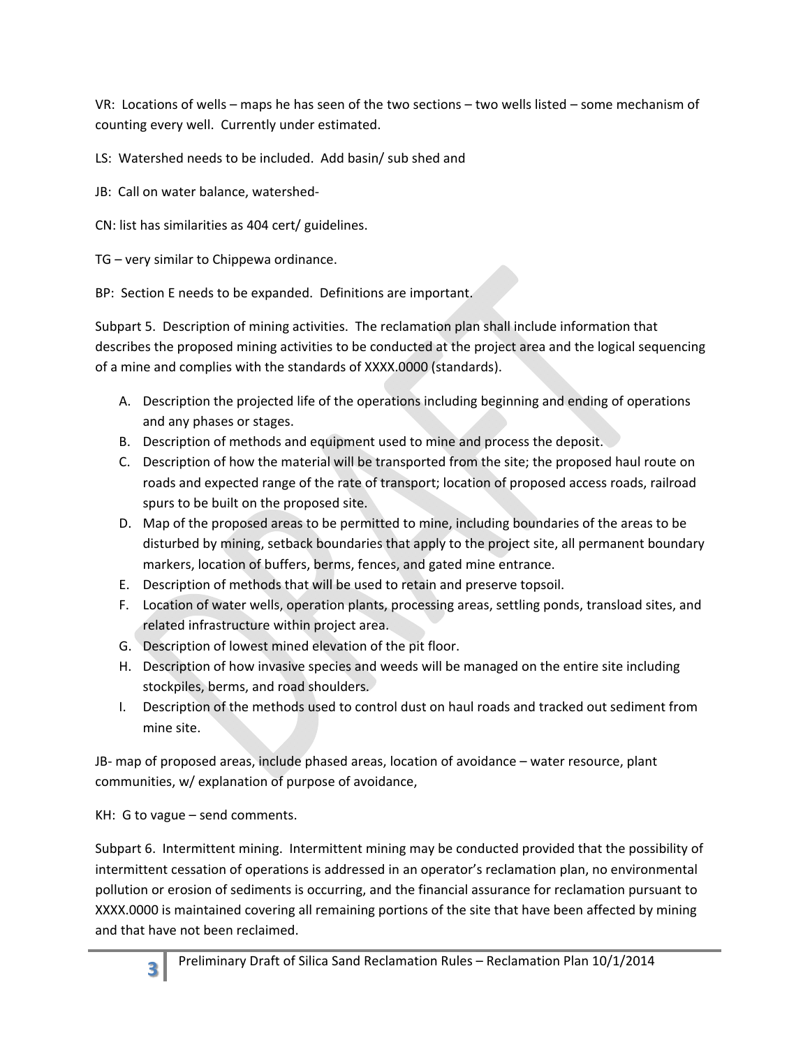VR: Locations of wells – maps he has seen of the two sections – two wells listed – some mechanism of counting every well. Currently under estimated.

LS: Watershed needs to be included. Add basin/ sub shed and

JB: Call on water balance, watershed-

CN: list has similarities as 404 cert/ guidelines.

TG – very similar to Chippewa ordinance.

BP: Section E needs to be expanded. Definitions are important.

Subpart 5. Description of mining activities. The reclamation plan shall include information that describes the proposed mining activities to be conducted at the project area and the logical sequencing of a mine and complies with the standards of XXXX.0000 (standards).

A. Description the projected life of the operations including beginning and ending of operations and any phases or stages.
B. Description of methods and equipment used to mine and process the deposit.
C. Description of how the material will be transported from the site; the proposed haul route on roads and expected range of the rate of transport; location of proposed access roads, railroad spurs to be built on the proposed site.
D. Map of the proposed areas to be permitted to mine, including boundaries of the areas to be disturbed by mining, setback boundaries that apply to the project site, all permanent boundary markers, location of buffers, berms, fences, and gated mine entrance.
E. Description of methods that will be used to retain and preserve topsoil.
F. Location of water wells, operation plants, processing areas, settling ponds, transload sites, and related infrastructure within project area.
G. Description of lowest mined elevation of the pit floor.
H. Description of how invasive species and weeds will be managed on the entire site including stockpiles, berms, and road shoulders.
I. Description of the methods used to control dust on haul roads and tracked out sediment from mine site.

JB- map of proposed areas, include phased areas, location of avoidance – water resource, plant communities, w/ explanation of purpose of avoidance,

KH: G to vague – send comments.

Subpart 6. Intermittent mining. Intermittent mining may be conducted provided that the possibility of intermittent cessation of operations is addressed in an operator's reclamation plan, no environmental pollution or erosion of sediments is occurring, and the financial assurance for reclamation pursuant to XXXX.0000 is maintained covering all remaining portions of the site that have been affected by mining and that have not been reclaimed.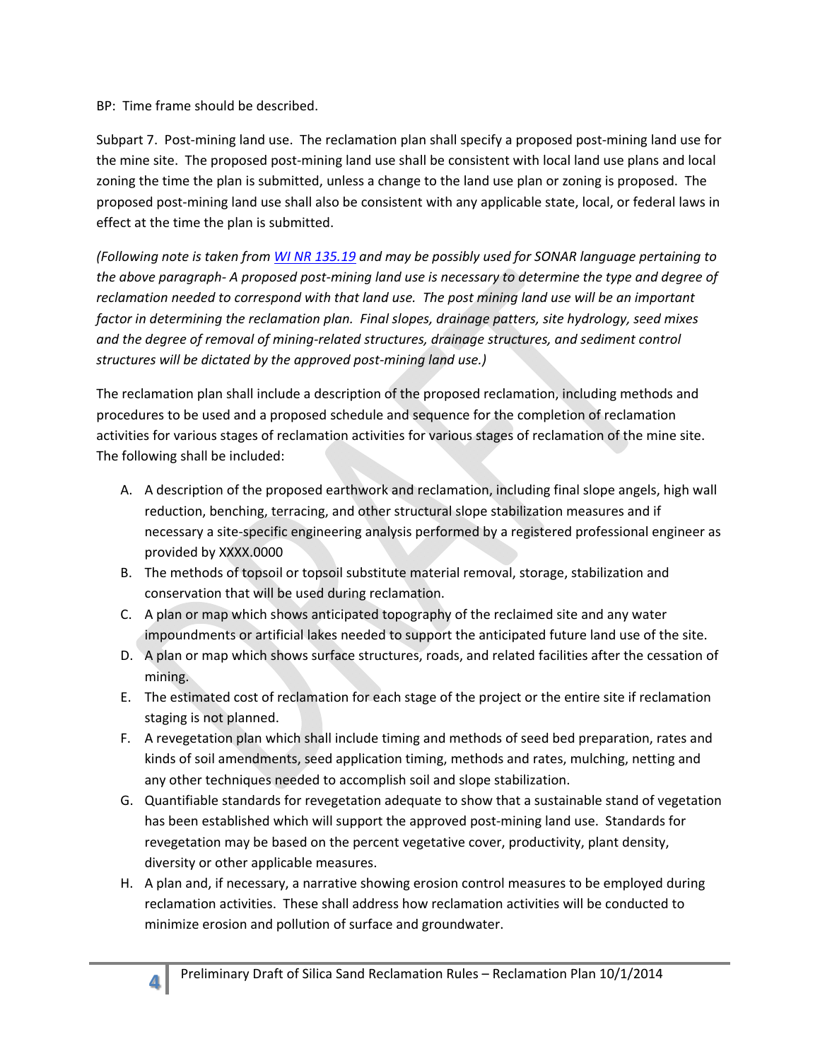BP: Time frame should be described.

Subpart 7. Post-mining land use. The reclamation plan shall specify a proposed post-mining land use for the mine site. The proposed post-mining land use shall be consistent with local land use plans and local zoning the time the plan is submitted, unless a change to the land use plan or zoning is proposed. The proposed post-mining land use shall also be consistent with any applicable state, local, or federal laws in effect at the time the plan is submitted.

*(Following note is taken from [WI NR 135.19]() and may be possibly used for SONAR language pertaining to the above paragraph- A proposed post-mining land use is necessary to determine the type and degree of reclamation needed to correspond with that land use. The post mining land use will be an important factor in determining the reclamation plan. Final slopes, drainage patters, site hydrology, seed mixes and the degree of removal of mining-related structures, drainage structures, and sediment control structures will be dictated by the approved post-mining land use.)*

The reclamation plan shall include a description of the proposed reclamation, including methods and procedures to be used and a proposed schedule and sequence for the completion of reclamation activities for various stages of reclamation activities for various stages of reclamation of the mine site. The following shall be included:

A. A description of the proposed earthwork and reclamation, including final slope angels, high wall reduction, benching, terracing, and other structural slope stabilization measures and if necessary a site-specific engineering analysis performed by a registered professional engineer as provided by XXXX.0000
B. The methods of topsoil or topsoil substitute material removal, storage, stabilization and conservation that will be used during reclamation.
C. A plan or map which shows anticipated topography of the reclaimed site and any water impoundments or artificial lakes needed to support the anticipated future land use of the site.
D. A plan or map which shows surface structures, roads, and related facilities after the cessation of mining.
E. The estimated cost of reclamation for each stage of the project or the entire site if reclamation staging is not planned.
F. A revegetation plan which shall include timing and methods of seed bed preparation, rates and kinds of soil amendments, seed application timing, methods and rates, mulching, netting and any other techniques needed to accomplish soil and slope stabilization.
G. Quantifiable standards for revegetation adequate to show that a sustainable stand of vegetation has been established which will support the approved post-mining land use. Standards for revegetation may be based on the percent vegetative cover, productivity, plant density, diversity or other applicable measures.
H. A plan and, if necessary, a narrative showing erosion control measures to be employed during reclamation activities. These shall address how reclamation activities will be conducted to minimize erosion and pollution of surface and groundwater.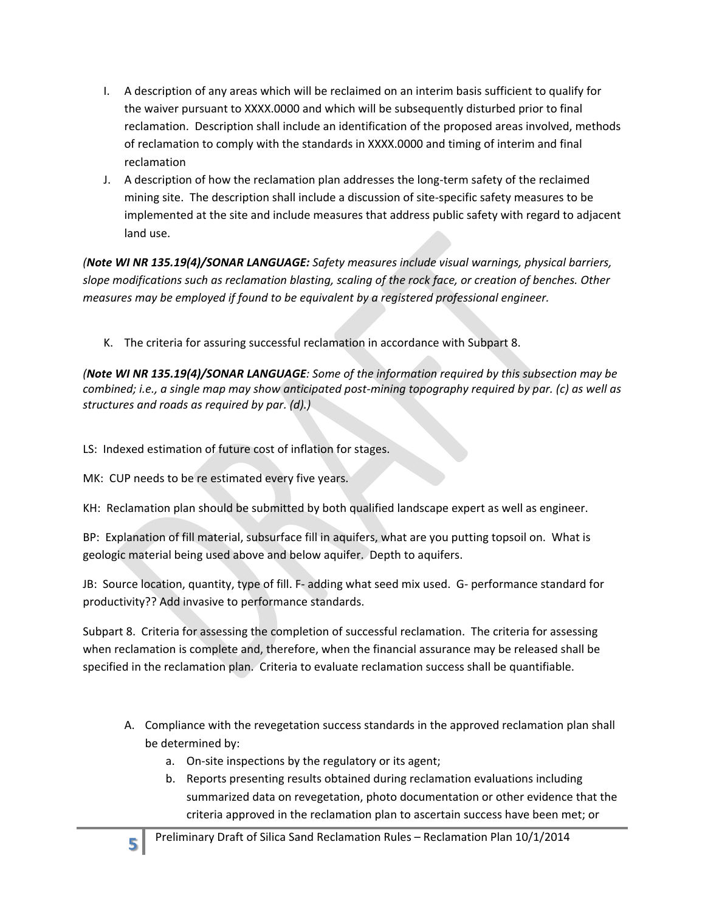I. A description of any areas which will be reclaimed on an interim basis sufficient to qualify for the waiver pursuant to XXXX.0000 and which will be subsequently disturbed prior to final reclamation. Description shall include an identification of the proposed areas involved, methods of reclamation to comply with the standards in XXXX.0000 and timing of interim and final reclamation

J. A description of how the reclamation plan addresses the long-term safety of the reclaimed mining site. The description shall include a discussion of site-specific safety measures to be implemented at the site and include measures that address public safety with regard to adjacent land use.

*(**Note WI NR 135.19(4)/SONAR LANGUAGE:** Safety measures include visual warnings, physical barriers, slope modifications such as reclamation blasting, scaling of the rock face, or creation of benches. Other measures may be employed if found to be equivalent by a registered professional engineer.*

K. The criteria for assuring successful reclamation in accordance with Subpart 8.

*(**Note WI NR 135.19(4)/SONAR LANGUAGE**: Some of the information required by this subsection may be combined; i.e., a single map may show anticipated post-mining topography required by par. (c) as well as structures and roads as required by par. (d).)*

LS: Indexed estimation of future cost of inflation for stages.

MK: CUP needs to be re estimated every five years.

KH: Reclamation plan should be submitted by both qualified landscape expert as well as engineer.

BP: Explanation of fill material, subsurface fill in aquifers, what are you putting topsoil on. What is geologic material being used above and below aquifer. Depth to aquifers.

JB: Source location, quantity, type of fill. F- adding what seed mix used. G- performance standard for productivity?? Add invasive to performance standards.

Subpart 8. Criteria for assessing the completion of successful reclamation. The criteria for assessing when reclamation is complete and, therefore, when the financial assurance may be released shall be specified in the reclamation plan. Criteria to evaluate reclamation success shall be quantifiable.

A. Compliance with the revegetation success standards in the approved reclamation plan shall be determined by:
   a. On-site inspections by the regulatory or its agent;
   b. Reports presenting results obtained during reclamation evaluations including summarized data on revegetation, photo documentation or other evidence that the criteria approved in the reclamation plan to ascertain success have been met; or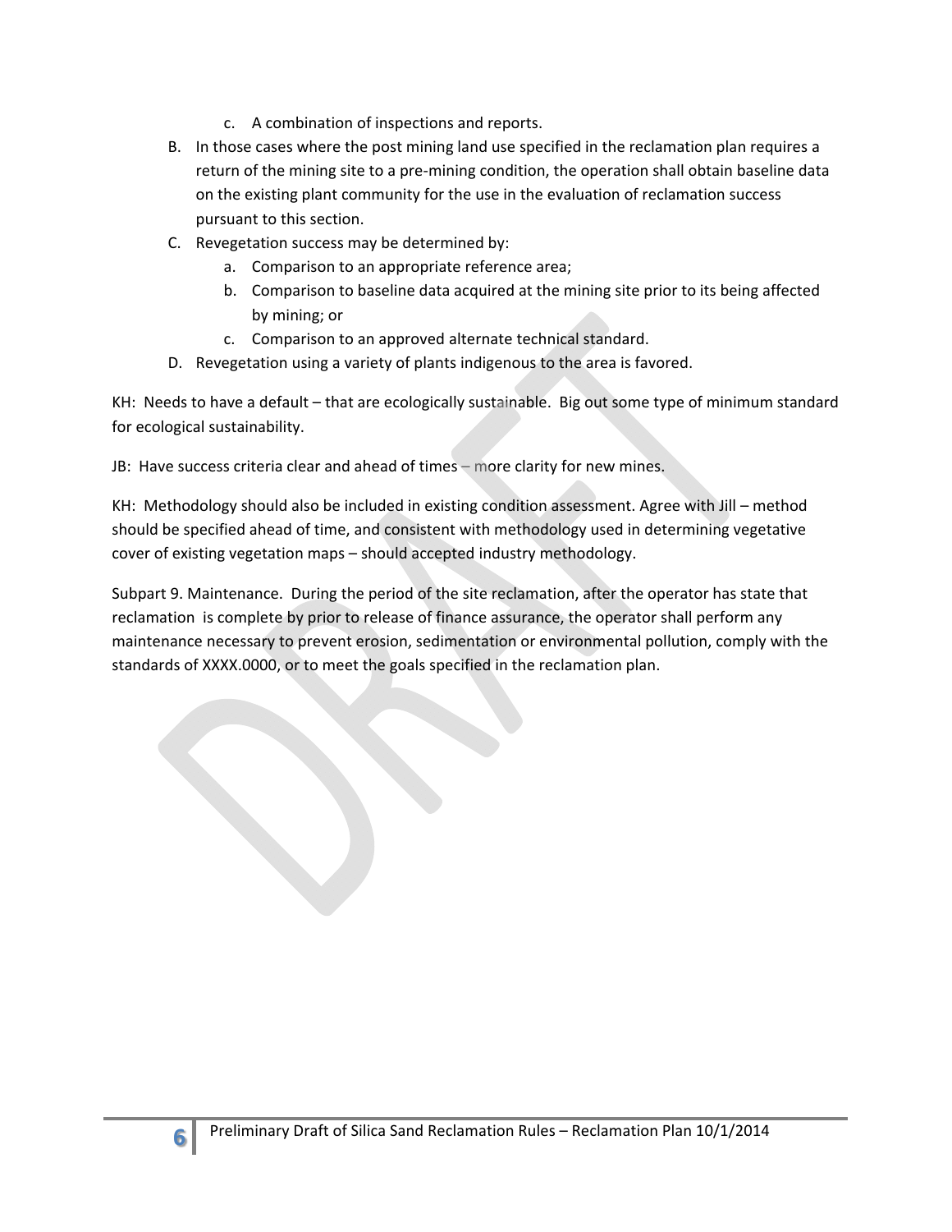c. A combination of inspections and reports.

B. In those cases where the post mining land use specified in the reclamation plan requires a return of the mining site to a pre-mining condition, the operation shall obtain baseline data on the existing plant community for the use in the evaluation of reclamation success pursuant to this section.

C. Revegetation success may be determined by:

   a. Comparison to an appropriate reference area;

   b. Comparison to baseline data acquired at the mining site prior to its being affected by mining; or

   c. Comparison to an approved alternate technical standard.

D. Revegetation using a variety of plants indigenous to the area is favored.

KH: Needs to have a default – that are ecologically sustainable. Big out some type of minimum standard for ecological sustainability.

JB: Have success criteria clear and ahead of times – more clarity for new mines.

KH: Methodology should also be included in existing condition assessment. Agree with Jill – method should be specified ahead of time, and consistent with methodology used in determining vegetative cover of existing vegetation maps – should accepted industry methodology.

Subpart 9. Maintenance. During the period of the site reclamation, after the operator has state that reclamation is complete by prior to release of finance assurance, the operator shall perform any maintenance necessary to prevent erosion, sedimentation or environmental pollution, comply with the standards of XXXX.0000, or to meet the goals specified in the reclamation plan.